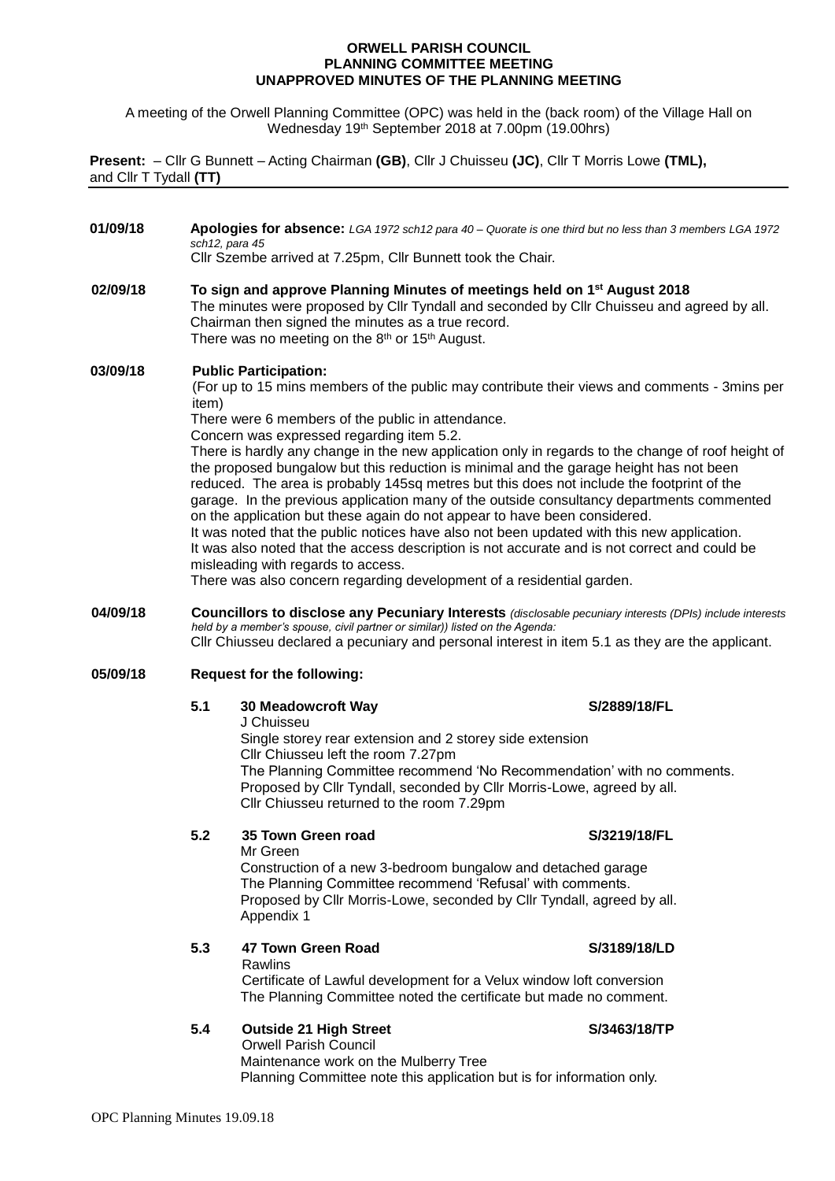**ORWELL PARISH COUNCIL**
**PLANNING COMMITTEE MEETING**
**UNAPPROVED MINUTES OF THE PLANNING MEETING**

A meeting of the Orwell Planning Committee (OPC) was held in the (back room) of the Village Hall on Wednesday 19th September 2018 at 7.00pm (19.00hrs)

**Present:** – Cllr G Bunnett – Acting Chairman **(GB)**, Cllr J Chuisseu **(JC)**, Cllr T Morris Lowe **(TML),** and Cllr T Tydall **(TT)**

---

**01/09/18** **Apologies for absence:** *LGA 1972 sch12 para 40 – Quorate is one third but no less than 3 members LGA 1972 sch12, para 45*
Cllr Szembe arrived at 7.25pm, Cllr Bunnett took the Chair.

**02/09/18** **To sign and approve Planning Minutes of meetings held on 1st August 2018**
The minutes were proposed by Cllr Tyndall and seconded by Cllr Chuisseu and agreed by all. Chairman then signed the minutes as a true record.
There was no meeting on the 8th or 15th August.

**03/09/18** **Public Participation:**
(For up to 15 mins members of the public may contribute their views and comments - 3mins per item)
There were 6 members of the public in attendance.
Concern was expressed regarding item 5.2.
There is hardly any change in the new application only in regards to the change of roof height of the proposed bungalow but this reduction is minimal and the garage height has not been reduced. The area is probably 145sq metres but this does not include the footprint of the garage. In the previous application many of the outside consultancy departments commented on the application but these again do not appear to have been considered.
It was noted that the public notices have also not been updated with this new application.
It was also noted that the access description is not accurate and is not correct and could be misleading with regards to access.
There was also concern regarding development of a residential garden.

**04/09/18** **Councillors to disclose any Pecuniary Interests** *(disclosable pecuniary interests (DPIs) include interests held by a member's spouse, civil partner or similar)) listed on the Agenda:*
Cllr Chiusseu declared a pecuniary and personal interest in item 5.1 as they are the applicant.

**05/09/18** **Request for the following:**

**5.1** **30 Meadowcroft Way** **S/2889/18/FL**
J Chuisseu
Single storey rear extension and 2 storey side extension
Cllr Chiusseu left the room 7.27pm
The Planning Committee recommend 'No Recommendation' with no comments.
Proposed by Cllr Tyndall, seconded by Cllr Morris-Lowe, agreed by all.
Cllr Chiusseu returned to the room 7.29pm

**5.2** **35 Town Green road** **S/3219/18/FL**
Mr Green
Construction of a new 3-bedroom bungalow and detached garage
The Planning Committee recommend 'Refusal' with comments.
Proposed by Cllr Morris-Lowe, seconded by Cllr Tyndall, agreed by all.
Appendix 1

**5.3** **47 Town Green Road** **S/3189/18/LD**
Rawlins
Certificate of Lawful development for a Velux window loft conversion
The Planning Committee noted the certificate but made no comment.

**5.4** **Outside 21 High Street** **S/3463/18/TP**
Orwell Parish Council
Maintenance work on the Mulberry Tree
Planning Committee note this application but is for information only.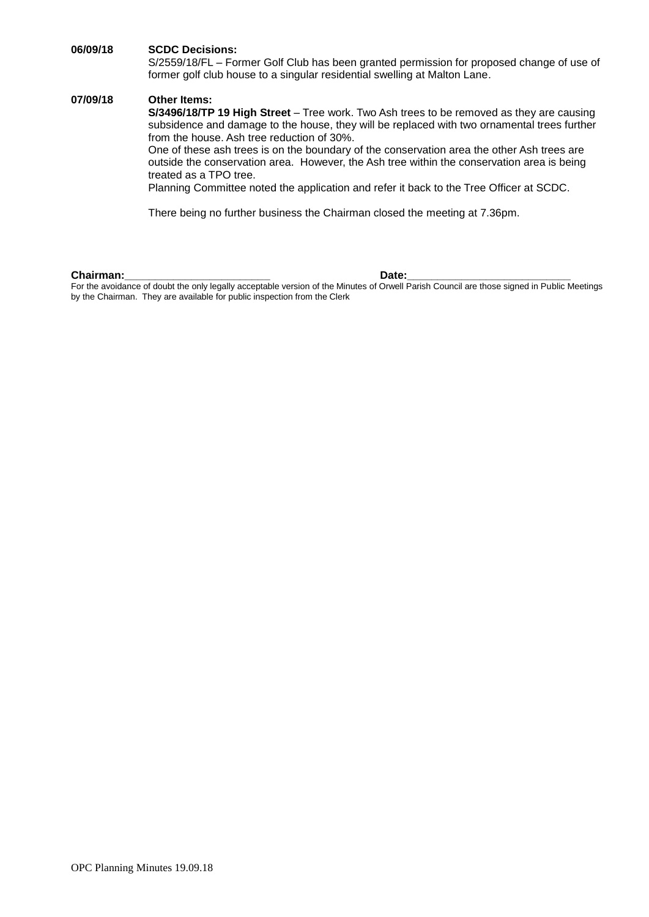**06/09/18** **SCDC Decisions:**

S/2559/18/FL – Former Golf Club has been granted permission for proposed change of use of former golf club house to a singular residential swelling at Malton Lane.

**07/09/18** **Other Items:**

**S/3496/18/TP 19 High Street** – Tree work. Two Ash trees to be removed as they are causing subsidence and damage to the house, they will be replaced with two ornamental trees further from the house. Ash tree reduction of 30%.

One of these ash trees is on the boundary of the conservation area the other Ash trees are outside the conservation area. However, the Ash tree within the conservation area is being treated as a TPO tree.

Planning Committee noted the application and refer it back to the Tree Officer at SCDC.

There being no further business the Chairman closed the meeting at 7.36pm.

**Chairman:**_________________________ **Date:**____________________________

For the avoidance of doubt the only legally acceptable version of the Minutes of Orwell Parish Council are those signed in Public Meetings by the Chairman. They are available for public inspection from the Clerk